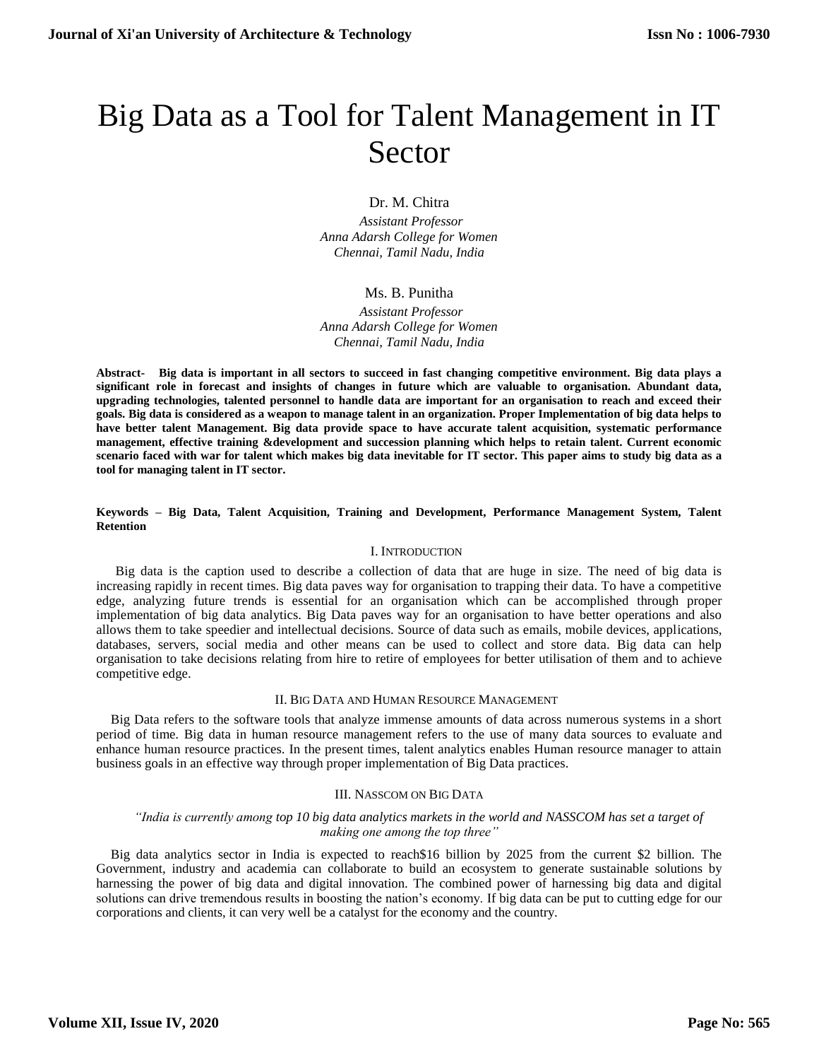# Big Data as a Tool for Talent Management in IT Sector

Dr. M. Chitra

*Assistant Professor*
*Anna Adarsh College for Women*
*Chennai, Tamil Nadu, India*

Ms. B. Punitha

*Assistant Professor*
*Anna Adarsh College for Women*
*Chennai, Tamil Nadu, India*

**Abstract- Big data is important in all sectors to succeed in fast changing competitive environment. Big data plays a significant role in forecast and insights of changes in future which are valuable to organisation. Abundant data, upgrading technologies, talented personnel to handle data are important for an organisation to reach and exceed their goals. Big data is considered as a weapon to manage talent in an organization. Proper Implementation of big data helps to have better talent Management. Big data provide space to have accurate talent acquisition, systematic performance management, effective training &development and succession planning which helps to retain talent. Current economic scenario faced with war for talent which makes big data inevitable for IT sector. This paper aims to study big data as a tool for managing talent in IT sector.**

**Keywords – Big Data, Talent Acquisition, Training and Development, Performance Management System, Talent Retention**

## I. Introduction

Big data is the caption used to describe a collection of data that are huge in size. The need of big data is increasing rapidly in recent times. Big data paves way for organisation to trapping their data. To have a competitive edge, analyzing future trends is essential for an organisation which can be accomplished through proper implementation of big data analytics. Big Data paves way for an organisation to have better operations and also allows them to take speedier and intellectual decisions. Source of data such as emails, mobile devices, applications, databases, servers, social media and other means can be used to collect and store data. Big data can help organisation to take decisions relating from hire to retire of employees for better utilisation of them and to achieve competitive edge.

## II. Big Data and Human Resource Management

Big Data refers to the software tools that analyze immense amounts of data across numerous systems in a short period of time. Big data in human resource management refers to the use of many data sources to evaluate and enhance human resource practices. In the present times, talent analytics enables Human resource manager to attain business goals in an effective way through proper implementation of Big Data practices.

## III. NASSCOM on Big Data

*"India is currently among top 10 big data analytics markets in the world and NASSCOM has set a target of making one among the top three"*

Big data analytics sector in India is expected to reach$16 billion by 2025 from the current $2 billion. The Government, industry and academia can collaborate to build an ecosystem to generate sustainable solutions by harnessing the power of big data and digital innovation. The combined power of harnessing big data and digital solutions can drive tremendous results in boosting the nation's economy. If big data can be put to cutting edge for our corporations and clients, it can very well be a catalyst for the economy and the country.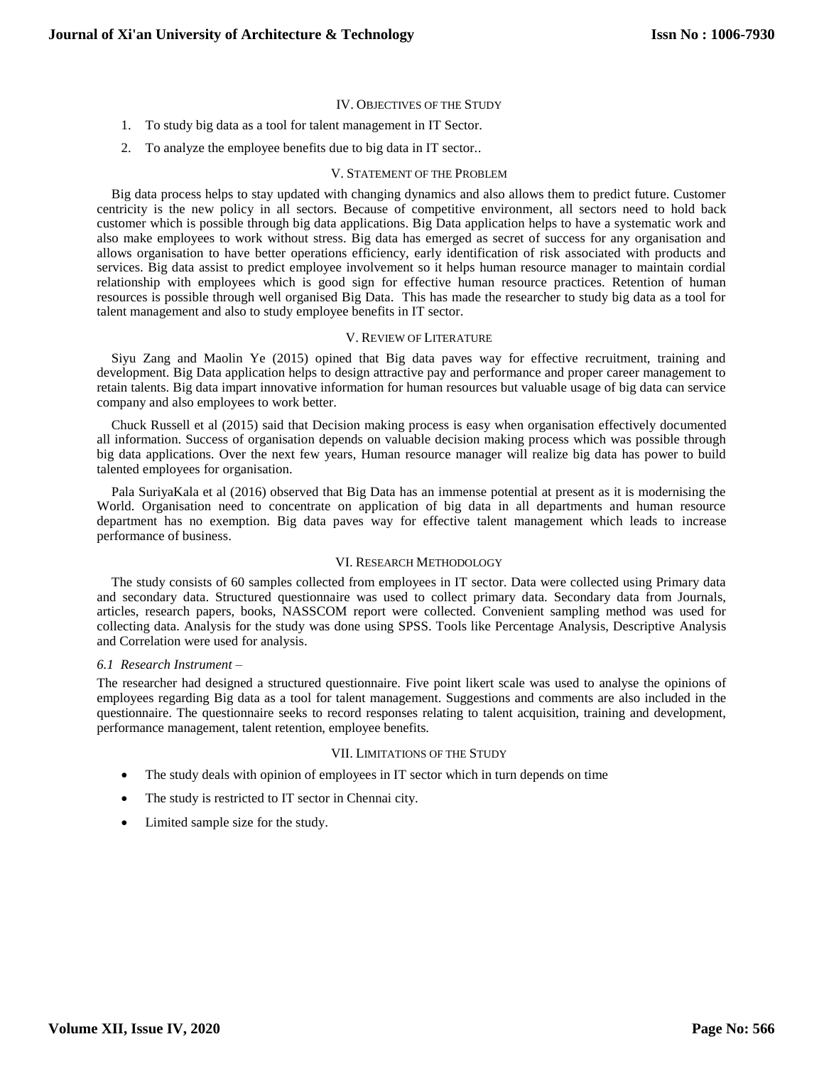## IV. Objectives of the Study

1. To study big data as a tool for talent management in IT Sector.
2. To analyze the employee benefits due to big data in IT sector..

## V. Statement of the Problem

Big data process helps to stay updated with changing dynamics and also allows them to predict future. Customer centricity is the new policy in all sectors. Because of competitive environment, all sectors need to hold back customer which is possible through big data applications. Big Data application helps to have a systematic work and also make employees to work without stress. Big data has emerged as secret of success for any organisation and allows organisation to have better operations efficiency, early identification of risk associated with products and services. Big data assist to predict employee involvement so it helps human resource manager to maintain cordial relationship with employees which is good sign for effective human resource practices. Retention of human resources is possible through well organised Big Data. This has made the researcher to study big data as a tool for talent management and also to study employee benefits in IT sector.

## V. Review of Literature

Siyu Zang and Maolin Ye (2015) opined that Big data paves way for effective recruitment, training and development. Big Data application helps to design attractive pay and performance and proper career management to retain talents. Big data impart innovative information for human resources but valuable usage of big data can service company and also employees to work better.

Chuck Russell et al (2015) said that Decision making process is easy when organisation effectively documented all information. Success of organisation depends on valuable decision making process which was possible through big data applications. Over the next few years, Human resource manager will realize big data has power to build talented employees for organisation.

Pala SuriyaKala et al (2016) observed that Big Data has an immense potential at present as it is modernising the World. Organisation need to concentrate on application of big data in all departments and human resource department has no exemption. Big data paves way for effective talent management which leads to increase performance of business.

## VI. Research Methodology

The study consists of 60 samples collected from employees in IT sector. Data were collected using Primary data and secondary data. Structured questionnaire was used to collect primary data. Secondary data from Journals, articles, research papers, books, NASSCOM report were collected. Convenient sampling method was used for collecting data. Analysis for the study was done using SPSS. Tools like Percentage Analysis, Descriptive Analysis and Correlation were used for analysis.

### *6.1 Research Instrument –*

The researcher had designed a structured questionnaire. Five point likert scale was used to analyse the opinions of employees regarding Big data as a tool for talent management. Suggestions and comments are also included in the questionnaire. The questionnaire seeks to record responses relating to talent acquisition, training and development, performance management, talent retention, employee benefits.

## VII. Limitations of the Study

- The study deals with opinion of employees in IT sector which in turn depends on time
- The study is restricted to IT sector in Chennai city.
- Limited sample size for the study.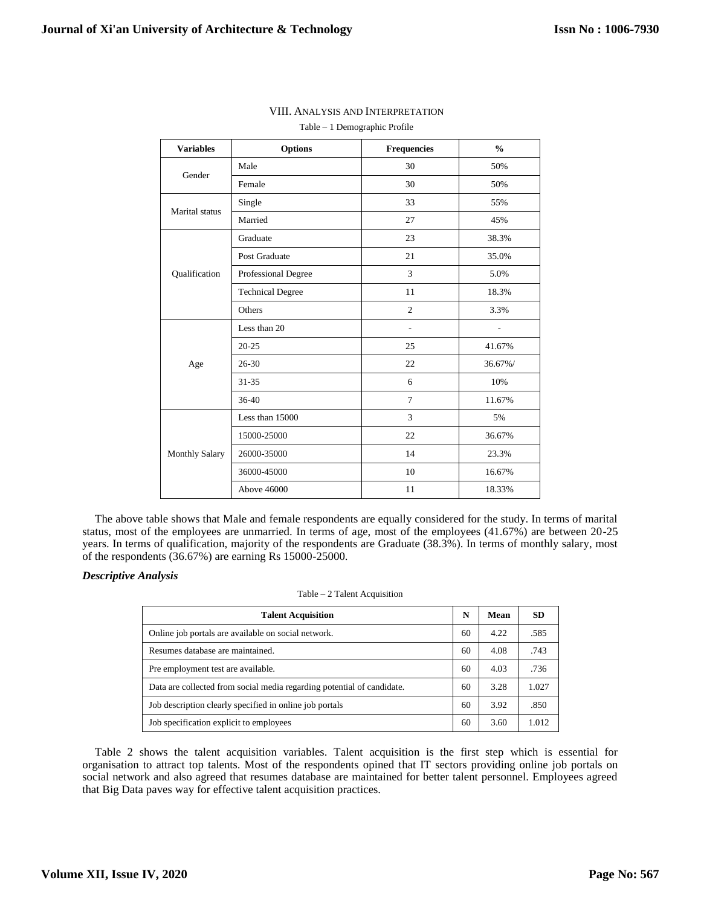## VIII. Analysis and Interpretation

Table – 1 Demographic Profile

| Variables | Options | Frequencies | % |
|---|---|---|---|
| Gender | Male | 30 | 50% |
| | Female | 30 | 50% |
| Marital status | Single | 33 | 55% |
| | Married | 27 | 45% |
| Qualification | Graduate | 23 | 38.3% |
| | Post Graduate | 21 | 35.0% |
| | Professional Degree | 3 | 5.0% |
| | Technical Degree | 11 | 18.3% |
| | Others | 2 | 3.3% |
| Age | Less than 20 | - | - |
| | 20-25 | 25 | 41.67% |
| | 26-30 | 22 | 36.67%/ |
| | 31-35 | 6 | 10% |
| | 36-40 | 7 | 11.67% |
| Monthly Salary | Less than 15000 | 3 | 5% |
| | 15000-25000 | 22 | 36.67% |
| | 26000-35000 | 14 | 23.3% |
| | 36000-45000 | 10 | 16.67% |
| | Above 46000 | 11 | 18.33% |

The above table shows that Male and female respondents are equally considered for the study. In terms of marital status, most of the employees are unmarried. In terms of age, most of the employees (41.67%) are between 20-25 years. In terms of qualification, majority of the respondents are Graduate (38.3%). In terms of monthly salary, most of the respondents (36.67%) are earning Rs 15000-25000.

***Descriptive Analysis***

Table – 2 Talent Acquisition

| Talent Acquisition | N | Mean | SD |
|---|---|---|---|
| Online job portals are available on social network. | 60 | 4.22 | .585 |
| Resumes database are maintained. | 60 | 4.08 | .743 |
| Pre employment test are available. | 60 | 4.03 | .736 |
| Data are collected from social media regarding potential of candidate. | 60 | 3.28 | 1.027 |
| Job description clearly specified in online job portals | 60 | 3.92 | .850 |
| Job specification explicit to employees | 60 | 3.60 | 1.012 |

Table 2 shows the talent acquisition variables. Talent acquisition is the first step which is essential for organisation to attract top talents. Most of the respondents opined that IT sectors providing online job portals on social network and also agreed that resumes database are maintained for better talent personnel. Employees agreed that Big Data paves way for effective talent acquisition practices.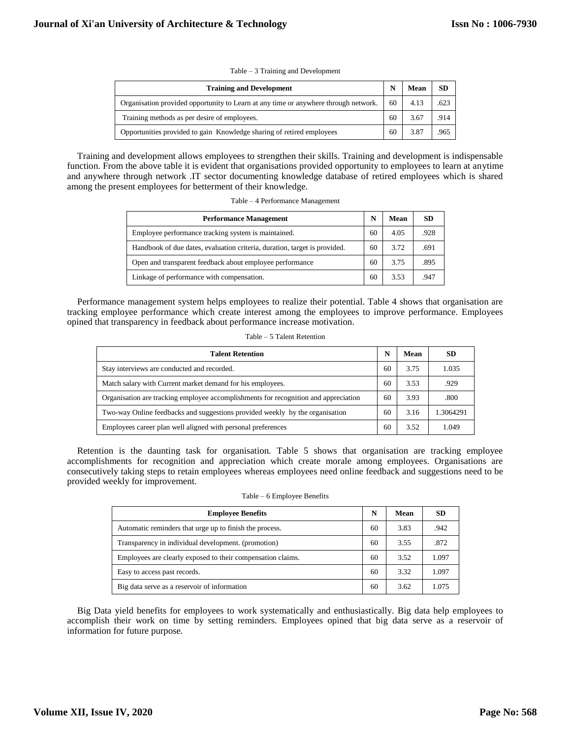Table – 3 Training and Development

| Training and Development | N | Mean | SD |
|---|---|---|---|
| Organisation provided opportunity to Learn at any time or anywhere through network. | 60 | 4.13 | .623 |
| Training methods as per desire of employees. | 60 | 3.67 | .914 |
| Opportunities provided to gain Knowledge sharing of retired employees | 60 | 3.87 | .965 |

Training and development allows employees to strengthen their skills. Training and development is indispensable function. From the above table it is evident that organisations provided opportunity to employees to learn at anytime and anywhere through network .IT sector documenting knowledge database of retired employees which is shared among the present employees for betterment of their knowledge.

Table – 4 Performance Management

| Performance Management | N | Mean | SD |
|---|---|---|---|
| Employee performance tracking system is maintained. | 60 | 4.05 | .928 |
| Handbook of due dates, evaluation criteria, duration, target is provided. | 60 | 3.72 | .691 |
| Open and transparent feedback about employee performance | 60 | 3.75 | .895 |
| Linkage of performance with compensation. | 60 | 3.53 | .947 |

Performance management system helps employees to realize their potential. Table 4 shows that organisation are tracking employee performance which create interest among the employees to improve performance. Employees opined that transparency in feedback about performance increase motivation.

Table – 5 Talent Retention

| Talent Retention | N | Mean | SD |
|---|---|---|---|
| Stay interviews are conducted and recorded. | 60 | 3.75 | 1.035 |
| Match salary with Current market demand for his employees. | 60 | 3.53 | .929 |
| Organisation are tracking employee accomplishments for recognition and appreciation | 60 | 3.93 | .800 |
| Two-way Online feedbacks and suggestions provided weekly by the organisation | 60 | 3.16 | 1.3064291 |
| Employees career plan well aligned with personal preferences | 60 | 3.52 | 1.049 |

Retention is the daunting task for organisation. Table 5 shows that organisation are tracking employee accomplishments for recognition and appreciation which create morale among employees. Organisations are consecutively taking steps to retain employees whereas employees need online feedback and suggestions need to be provided weekly for improvement.

Table – 6 Employee Benefits

| Employee Benefits | N | Mean | SD |
|---|---|---|---|
| Automatic reminders that urge up to finish the process. | 60 | 3.83 | .942 |
| Transparency in individual development. (promotion) | 60 | 3.55 | .872 |
| Employees are clearly exposed to their compensation claims. | 60 | 3.52 | 1.097 |
| Easy to access past records. | 60 | 3.32 | 1.097 |
| Big data serve as a reservoir of information | 60 | 3.62 | 1.075 |

Big Data yield benefits for employees to work systematically and enthusiastically. Big data help employees to accomplish their work on time by setting reminders. Employees opined that big data serve as a reservoir of information for future purpose.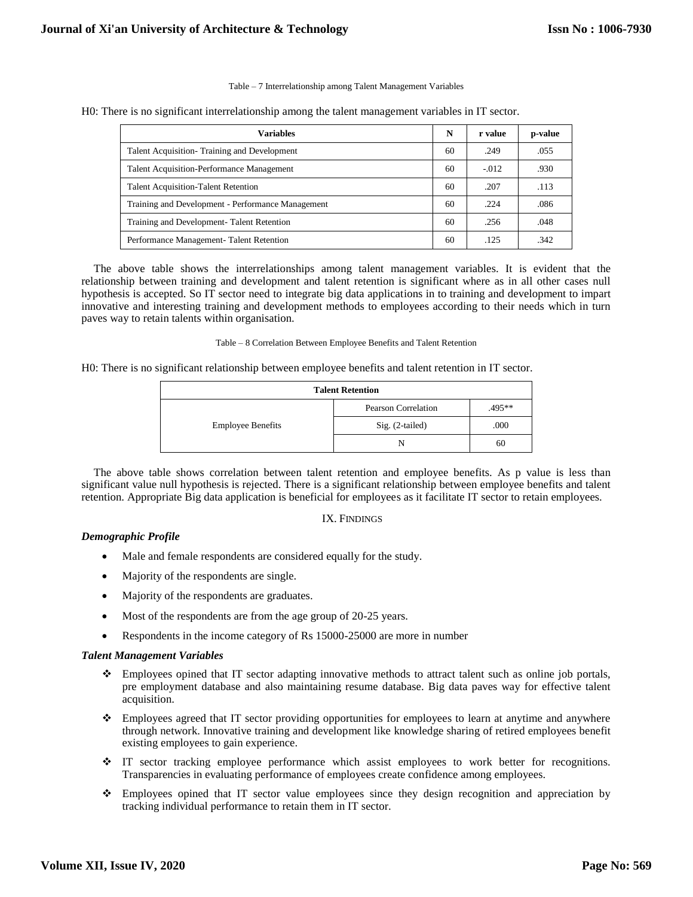Table – 7 Interrelationship among Talent Management Variables

H0: There is no significant interrelationship among the talent management variables in IT sector.

| Variables | N | r value | p-value |
|---|---|---|---|
| Talent Acquisition- Training and Development | 60 | .249 | .055 |
| Talent Acquisition-Performance Management | 60 | -.012 | .930 |
| Talent Acquisition-Talent Retention | 60 | .207 | .113 |
| Training and Development - Performance Management | 60 | .224 | .086 |
| Training and Development- Talent Retention | 60 | .256 | .048 |
| Performance Management- Talent Retention | 60 | .125 | .342 |

The above table shows the interrelationships among talent management variables. It is evident that the relationship between training and development and talent retention is significant where as in all other cases null hypothesis is accepted. So IT sector need to integrate big data applications in to training and development to impart innovative and interesting training and development methods to employees according to their needs which in turn paves way to retain talents within organisation.

Table – 8 Correlation Between Employee Benefits and Talent Retention

H0: There is no significant relationship between employee benefits and talent retention in IT sector.

| Talent Retention | | |
|---|---|---|
| Employee Benefits | Pearson Correlation | .495** |
| | Sig. (2-tailed) | .000 |
| | N | 60 |

The above table shows correlation between talent retention and employee benefits. As p value is less than significant value null hypothesis is rejected. There is a significant relationship between employee benefits and talent retention. Appropriate Big data application is beneficial for employees as it facilitate IT sector to retain employees.

## IX. Findings

### *Demographic Profile*

- Male and female respondents are considered equally for the study.
- Majority of the respondents are single.
- Majority of the respondents are graduates.
- Most of the respondents are from the age group of 20-25 years.
- Respondents in the income category of Rs 15000-25000 are more in number

### *Talent Management Variables*

- Employees opined that IT sector adapting innovative methods to attract talent such as online job portals, pre employment database and also maintaining resume database. Big data paves way for effective talent acquisition.
- Employees agreed that IT sector providing opportunities for employees to learn at anytime and anywhere through network. Innovative training and development like knowledge sharing of retired employees benefit existing employees to gain experience.
- IT sector tracking employee performance which assist employees to work better for recognitions. Transparencies in evaluating performance of employees create confidence among employees.
- Employees opined that IT sector value employees since they design recognition and appreciation by tracking individual performance to retain them in IT sector.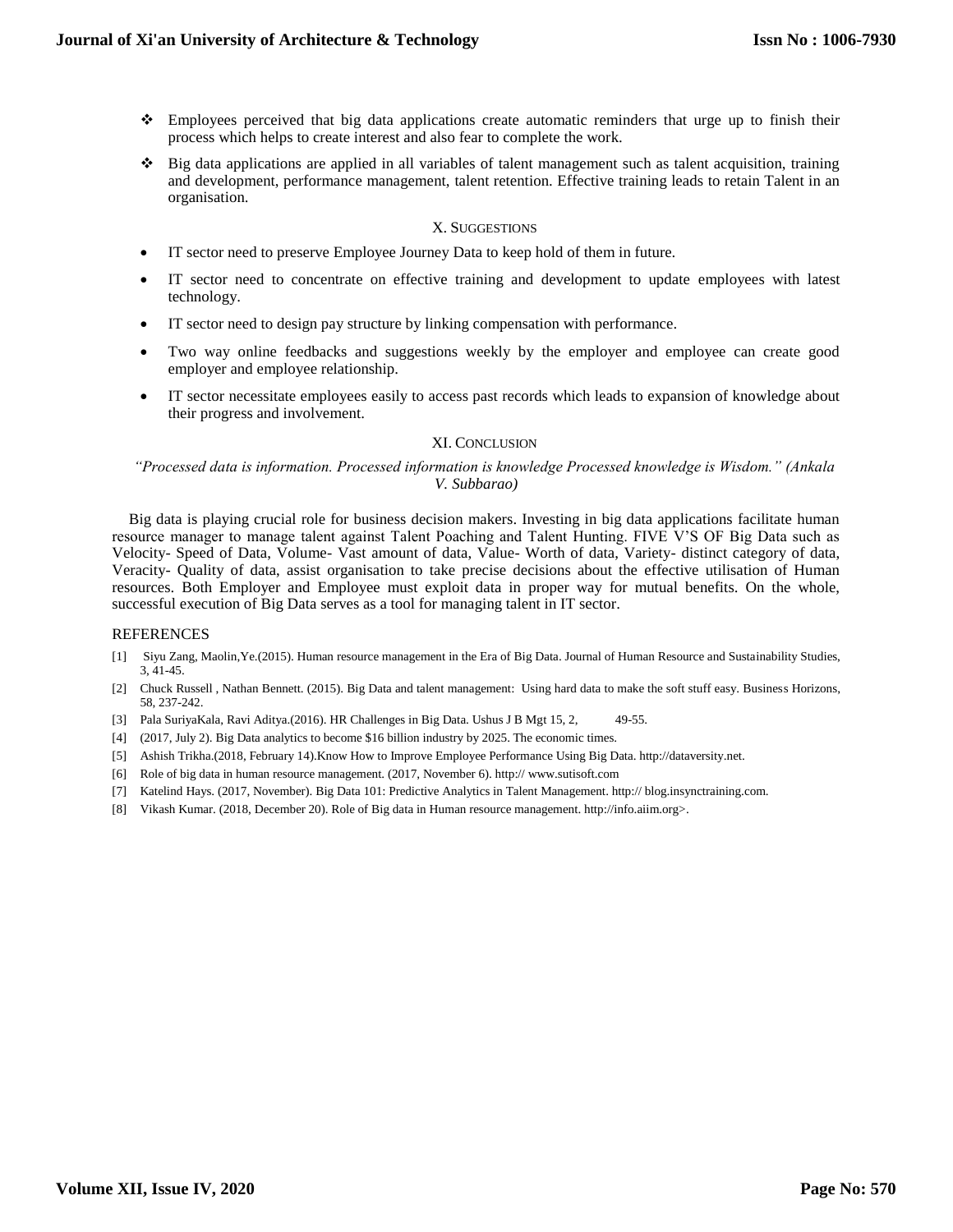- Employees perceived that big data applications create automatic reminders that urge up to finish their process which helps to create interest and also fear to complete the work.
- Big data applications are applied in all variables of talent management such as talent acquisition, training and development, performance management, talent retention. Effective training leads to retain Talent in an organisation.

## X. Suggestions

- IT sector need to preserve Employee Journey Data to keep hold of them in future.
- IT sector need to concentrate on effective training and development to update employees with latest technology.
- IT sector need to design pay structure by linking compensation with performance.
- Two way online feedbacks and suggestions weekly by the employer and employee can create good employer and employee relationship.
- IT sector necessitate employees easily to access past records which leads to expansion of knowledge about their progress and involvement.

## XI. Conclusion

*"Processed data is information. Processed information is knowledge Processed knowledge is Wisdom." (Ankala V. Subbarao)*

Big data is playing crucial role for business decision makers. Investing in big data applications facilitate human resource manager to manage talent against Talent Poaching and Talent Hunting. FIVE V'S OF Big Data such as Velocity- Speed of Data, Volume- Vast amount of data, Value- Worth of data, Variety- distinct category of data, Veracity- Quality of data, assist organisation to take precise decisions about the effective utilisation of Human resources. Both Employer and Employee must exploit data in proper way for mutual benefits. On the whole, successful execution of Big Data serves as a tool for managing talent in IT sector.

## REFERENCES

[1] Siyu Zang, Maolin,Ye.(2015). Human resource management in the Era of Big Data. Journal of Human Resource and Sustainability Studies, 3, 41-45.

[2] Chuck Russell , Nathan Bennett. (2015). Big Data and talent management: Using hard data to make the soft stuff easy. Business Horizons, 58, 237-242.

[3] Pala SuriyaKala, Ravi Aditya.(2016). HR Challenges in Big Data. Ushus J B Mgt 15, 2, 49-55.

[4] (2017, July 2). Big Data analytics to become $16 billion industry by 2025. The economic times.

[5] Ashish Trikha.(2018, February 14).Know How to Improve Employee Performance Using Big Data. http://dataversity.net.

[6] Role of big data in human resource management. (2017, November 6). http:// www.sutisoft.com

[7] Katelind Hays. (2017, November). Big Data 101: Predictive Analytics in Talent Management. http:// blog.insynctraining.com.

[8] Vikash Kumar. (2018, December 20). Role of Big data in Human resource management. http://info.aiim.org>.